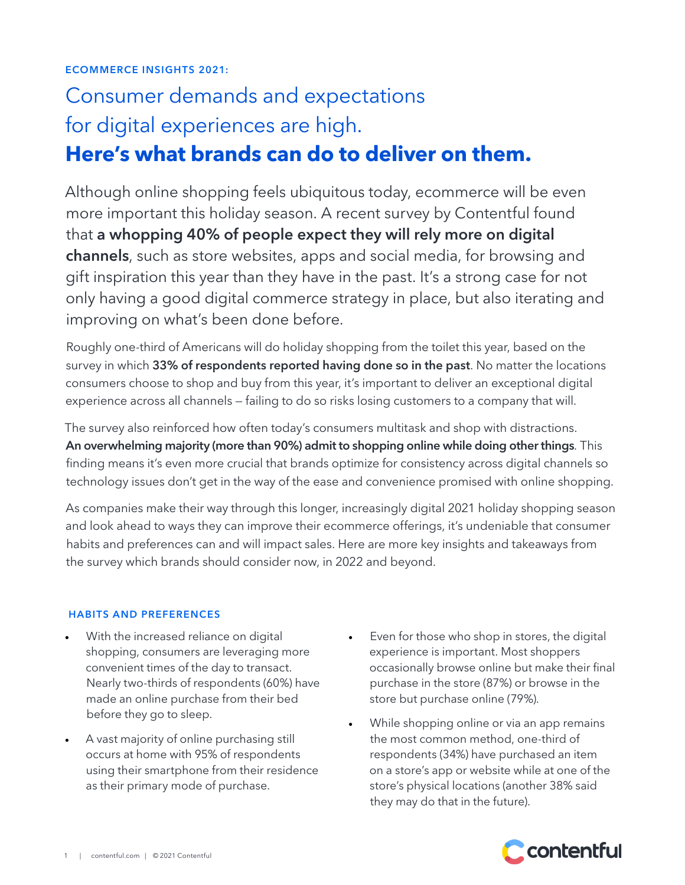**ECOMMERCE INSIGHTS 2021:**

# Consumer demands and expectations for digital experiences are high. **Here's what brands can do to deliver on them.**

Although online shopping feels ubiquitous today, ecommerce will be even more important this holiday season. A recent survey by Contentful found that **a whopping 40% of people expect they will rely more on digital channels**, such as store websites, apps and social media, for browsing and gift inspiration this year than they have in the past. It's a strong case for not only having a good digital commerce strategy in place, but also iterating and improving on what's been done before.

Roughly one-third of Americans will do holiday shopping from the toilet this year, based on the survey in which **33% of respondents reported having done so in the past**. No matter the locations consumers choose to shop and buy from this year, it's important to deliver an exceptional digital experience across all channels — failing to do so risks losing customers to a company that will.

The survey also reinforced how often today's consumers multitask and shop with distractions. **An overwhelming majority (more than 90%) admit to shopping online while doing other things**. This finding means it's even more crucial that brands optimize for consistency across digital channels so technology issues don't get in the way of the ease and convenience promised with online shopping.

As companies make their way through this longer, increasingly digital 2021 holiday shopping season and look ahead to ways they can improve their ecommerce offerings, it's undeniable that consumer habits and preferences can and will impact sales. Here are more key insights and takeaways from the survey which brands should consider now, in 2022 and beyond.

## HABITS AND PREFERENCES

- With the increased reliance on digital shopping, consumers are leveraging more convenient times of the day to transact. Nearly two-thirds of respondents (60%) have made an online purchase from their bed before they go to sleep.
- A vast majority of online purchasing still occurs at home with 95% of respondents using their smartphone from their residence as their primary mode of purchase.
- Even for those who shop in stores, the digital experience is important. Most shoppers occasionally browse online but make their final purchase in the store (87%) or browse in the store but purchase online (79%).
- While shopping online or via an app remains the most common method, one-third of respondents (34%) have purchased an item on a store's app or website while at one of the store's physical locations (another 38% said they may do that in the future).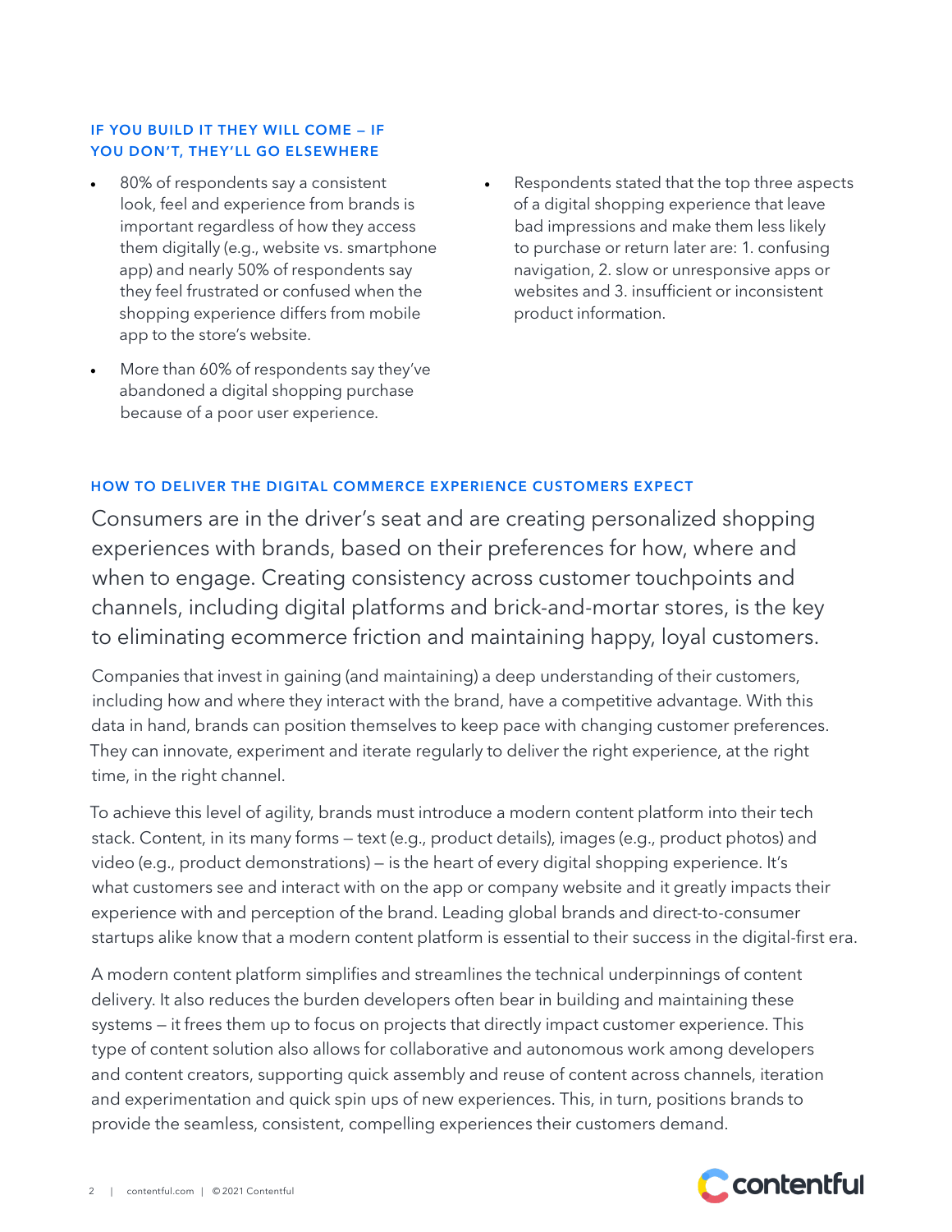### IF YOU BUILD IT THEY WILL COME — IF YOU DON'T, THEY'LL GO ELSEWHERE

- 80% of respondents say a consistent look, feel and experience from brands is important regardless of how they access them digitally (e.g., website vs. smartphone app) and nearly 50% of respondents say they feel frustrated or confused when the shopping experience differs from mobile app to the store's website.
- More than 60% of respondents say they've abandoned a digital shopping purchase because of a poor user experience.
- Respondents stated that the top three aspects of a digital shopping experience that leave bad impressions and make them less likely to purchase or return later are: 1. confusing navigation, 2. slow or unresponsive apps or websites and 3. insufficient or inconsistent product information.

### HOW TO DELIVER THE DIGITAL COMMERCE EXPERIENCE CUSTOMERS EXPECT

Consumers are in the driver's seat and are creating personalized shopping experiences with brands, based on their preferences for how, where and when to engage. Creating consistency across customer touchpoints and channels, including digital platforms and brick-and-mortar stores, is the key to eliminating ecommerce friction and maintaining happy, loyal customers.

Companies that invest in gaining (and maintaining) a deep understanding of their customers, including how and where they interact with the brand, have a competitive advantage. With this data in hand, brands can position themselves to keep pace with changing customer preferences. They can innovate, experiment and iterate regularly to deliver the right experience, at the right time, in the right channel.

To achieve this level of agility, brands must introduce a modern content platform into their tech stack. Content, in its many forms — text (e.g., product details), images (e.g., product photos) and video (e.g., product demonstrations) — is the heart of every digital shopping experience. It's what customers see and interact with on the app or company website and it greatly impacts their experience with and perception of the brand. Leading global brands and direct-to-consumer startups alike know that a modern content platform is essential to their success in the digital-first era.

A modern content platform simplifies and streamlines the technical underpinnings of content delivery. It also reduces the burden developers often bear in building and maintaining these systems — it frees them up to focus on projects that directly impact customer experience. This type of content solution also allows for collaborative and autonomous work among developers and content creators, supporting quick assembly and reuse of content across channels, iteration and experimentation and quick spin ups of new experiences. This, in turn, positions brands to provide the seamless, consistent, compelling experiences their customers demand.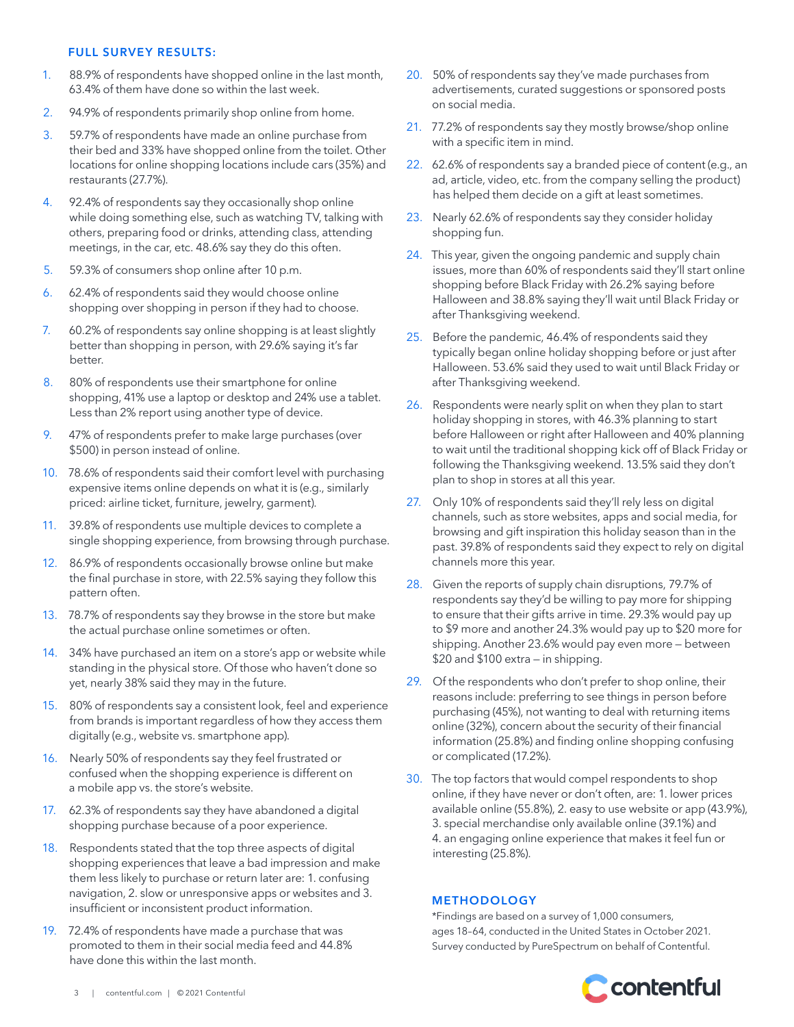## FULL SURVEY RESULTS:

1. 88.9% of respondents have shopped online in the last month, 63.4% of them have done so within the last week.
2. 94.9% of respondents primarily shop online from home.
3. 59.7% of respondents have made an online purchase from their bed and 33% have shopped online from the toilet. Other locations for online shopping locations include cars (35%) and restaurants (27.7%).
4. 92.4% of respondents say they occasionally shop online while doing something else, such as watching TV, talking with others, preparing food or drinks, attending class, attending meetings, in the car, etc. 48.6% say they do this often.
5. 59.3% of consumers shop online after 10 p.m.
6. 62.4% of respondents said they would choose online shopping over shopping in person if they had to choose.
7. 60.2% of respondents say online shopping is at least slightly better than shopping in person, with 29.6% saying it's far better.
8. 80% of respondents use their smartphone for online shopping, 41% use a laptop or desktop and 24% use a tablet. Less than 2% report using another type of device.
9. 47% of respondents prefer to make large purchases (over $500) in person instead of online.
10. 78.6% of respondents said their comfort level with purchasing expensive items online depends on what it is (e.g., similarly priced: airline ticket, furniture, jewelry, garment).
11. 39.8% of respondents use multiple devices to complete a single shopping experience, from browsing through purchase.
12. 86.9% of respondents occasionally browse online but make the final purchase in store, with 22.5% saying they follow this pattern often.
13. 78.7% of respondents say they browse in the store but make the actual purchase online sometimes or often.
14. 34% have purchased an item on a store's app or website while standing in the physical store. Of those who haven't done so yet, nearly 38% said they may in the future.
15. 80% of respondents say a consistent look, feel and experience from brands is important regardless of how they access them digitally (e.g., website vs. smartphone app).
16. Nearly 50% of respondents say they feel frustrated or confused when the shopping experience is different on a mobile app vs. the store's website.
17. 62.3% of respondents say they have abandoned a digital shopping purchase because of a poor experience.
18. Respondents stated that the top three aspects of digital shopping experiences that leave a bad impression and make them less likely to purchase or return later are: 1. confusing navigation, 2. slow or unresponsive apps or websites and 3. insufficient or inconsistent product information.
19. 72.4% of respondents have made a purchase that was promoted to them in their social media feed and 44.8% have done this within the last month.
20. 50% of respondents say they've made purchases from advertisements, curated suggestions or sponsored posts on social media.
21. 77.2% of respondents say they mostly browse/shop online with a specific item in mind.
22. 62.6% of respondents say a branded piece of content (e.g., an ad, article, video, etc. from the company selling the product) has helped them decide on a gift at least sometimes.
23. Nearly 62.6% of respondents say they consider holiday shopping fun.
24. This year, given the ongoing pandemic and supply chain issues, more than 60% of respondents said they'll start online shopping before Black Friday with 26.2% saying before Halloween and 38.8% saying they'll wait until Black Friday or after Thanksgiving weekend.
25. Before the pandemic, 46.4% of respondents said they typically began online holiday shopping before or just after Halloween. 53.6% said they used to wait until Black Friday or after Thanksgiving weekend.
26. Respondents were nearly split on when they plan to start holiday shopping in stores, with 46.3% planning to start before Halloween or right after Halloween and 40% planning to wait until the traditional shopping kick off of Black Friday or following the Thanksgiving weekend. 13.5% said they don't plan to shop in stores at all this year.
27. Only 10% of respondents said they'll rely less on digital channels, such as store websites, apps and social media, for browsing and gift inspiration this holiday season than in the past. 39.8% of respondents said they expect to rely on digital channels more this year.
28. Given the reports of supply chain disruptions, 79.7% of respondents say they'd be willing to pay more for shipping to ensure that their gifts arrive in time. 29.3% would pay up to $9 more and another 24.3% would pay up to $20 more for shipping. Another 23.6% would pay even more – between $20 and $100 extra – in shipping.
29. Of the respondents who don't prefer to shop online, their reasons include: preferring to see things in person before purchasing (45%), not wanting to deal with returning items online (32%), concern about the security of their financial information (25.8%) and finding online shopping confusing or complicated (17.2%).
30. The top factors that would compel respondents to shop online, if they have never or don't often, are: 1. lower prices available online (55.8%), 2. easy to use website or app (43.9%), 3. special merchandise only available online (39.1%) and 4. an engaging online experience that makes it feel fun or interesting (25.8%).

## METHODOLOGY

*Findings are based on a survey of 1,000 consumers, ages 18–64, conducted in the United States in October 2021. Survey conducted by PureSpectrum on behalf of Contentful.